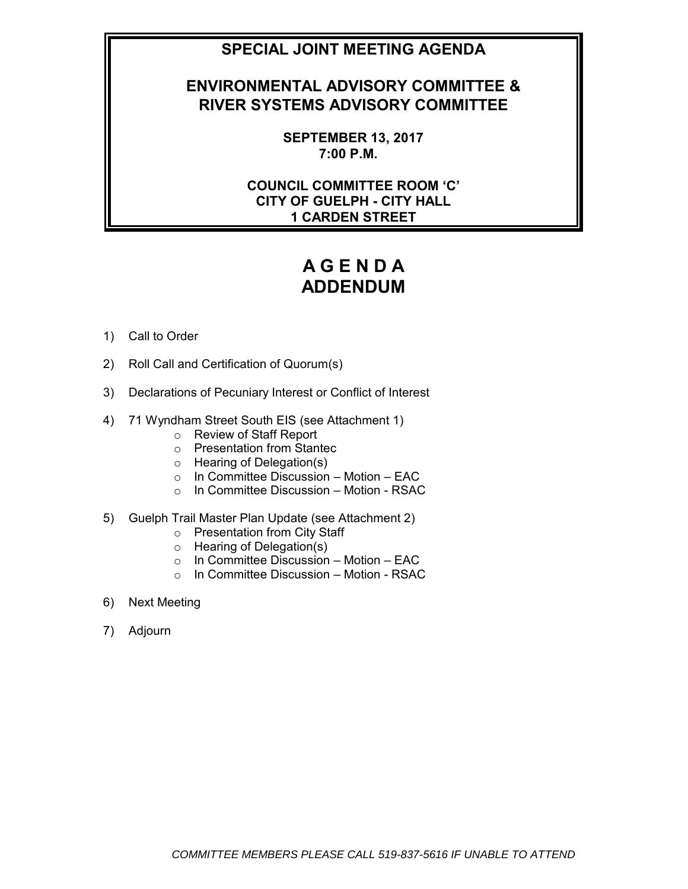# SPECIAL JOINT MEETING AGENDA

## ENVIRONMENTAL ADVISORY COMMITTEE & RIVER SYSTEMS ADVISORY COMMITTEE

**SEPTEMBER 13, 2017**
**7:00 P.M.**

**COUNCIL COMMITTEE ROOM 'C'**
**CITY OF GUELPH - CITY HALL**
**1 CARDEN STREET**

# A G E N D A
# ADDENDUM

1) Call to Order
2) Roll Call and Certification of Quorum(s)
3) Declarations of Pecuniary Interest or Conflict of Interest
4) 71 Wyndham Street South EIS (see Attachment 1)
   - Review of Staff Report
   - Presentation from Stantec
   - Hearing of Delegation(s)
   - In Committee Discussion – Motion – EAC
   - In Committee Discussion – Motion - RSAC
5) Guelph Trail Master Plan Update (see Attachment 2)
   - Presentation from City Staff
   - Hearing of Delegation(s)
   - In Committee Discussion – Motion – EAC
   - In Committee Discussion – Motion - RSAC
6) Next Meeting
7) Adjourn

*COMMITTEE MEMBERS PLEASE CALL 519-837-5616 IF UNABLE TO ATTEND*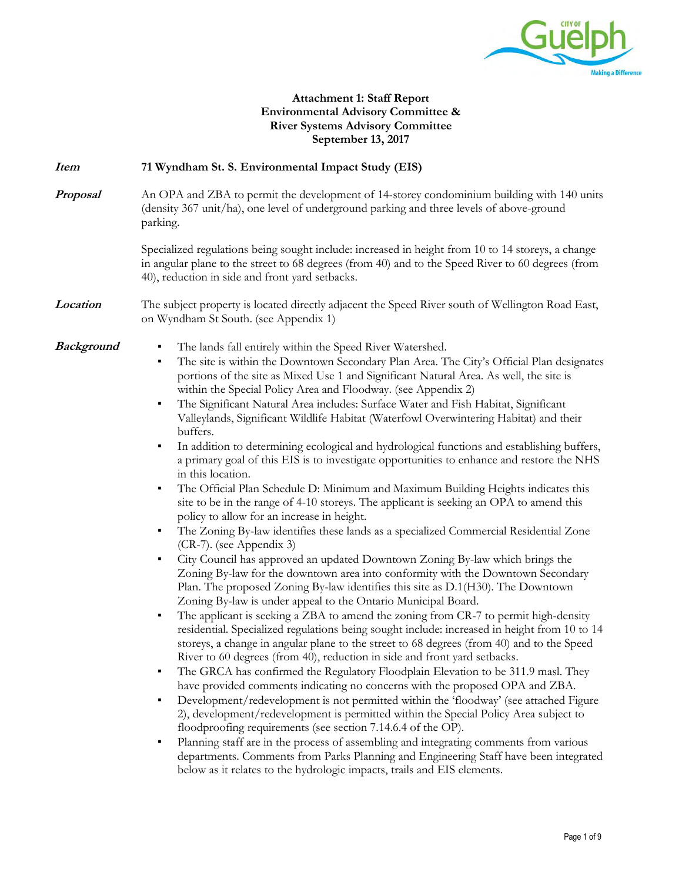**Attachment 1: Staff Report**
**Environmental Advisory Committee &**
**River Systems Advisory Committee**
**September 13, 2017**

***Item*** **71 Wyndham St. S. Environmental Impact Study (EIS)**

***Proposal*** An OPA and ZBA to permit the development of 14-storey condominium building with 140 units (density 367 unit/ha), one level of underground parking and three levels of above-ground parking.

Specialized regulations being sought include: increased in height from 10 to 14 storeys, a change in angular plane to the street to 68 degrees (from 40) and to the Speed River to 60 degrees (from 40), reduction in side and front yard setbacks.

***Location*** The subject property is located directly adjacent the Speed River south of Wellington Road East, on Wyndham St South. (see Appendix 1)

***Background***

- The lands fall entirely within the Speed River Watershed.
- The site is within the Downtown Secondary Plan Area. The City's Official Plan designates portions of the site as Mixed Use 1 and Significant Natural Area. As well, the site is within the Special Policy Area and Floodway. (see Appendix 2)
- The Significant Natural Area includes: Surface Water and Fish Habitat, Significant Valleylands, Significant Wildlife Habitat (Waterfowl Overwintering Habitat) and their buffers.
- In addition to determining ecological and hydrological functions and establishing buffers, a primary goal of this EIS is to investigate opportunities to enhance and restore the NHS in this location.
- The Official Plan Schedule D: Minimum and Maximum Building Heights indicates this site to be in the range of 4-10 storeys. The applicant is seeking an OPA to amend this policy to allow for an increase in height.
- The Zoning By-law identifies these lands as a specialized Commercial Residential Zone (CR-7). (see Appendix 3)
- City Council has approved an updated Downtown Zoning By-law which brings the Zoning By-law for the downtown area into conformity with the Downtown Secondary Plan. The proposed Zoning By-law identifies this site as D.1(H30). The Downtown Zoning By-law is under appeal to the Ontario Municipal Board.
- The applicant is seeking a ZBA to amend the zoning from CR-7 to permit high-density residential. Specialized regulations being sought include: increased in height from 10 to 14 storeys, a change in angular plane to the street to 68 degrees (from 40) and to the Speed River to 60 degrees (from 40), reduction in side and front yard setbacks.
- The GRCA has confirmed the Regulatory Floodplain Elevation to be 311.9 masl. They have provided comments indicating no concerns with the proposed OPA and ZBA.
- Development/redevelopment is not permitted within the 'floodway' (see attached Figure 2), development/redevelopment is permitted within the Special Policy Area subject to floodproofing requirements (see section 7.14.6.4 of the OP).
- Planning staff are in the process of assembling and integrating comments from various departments. Comments from Parks Planning and Engineering Staff have been integrated below as it relates to the hydrologic impacts, trails and EIS elements.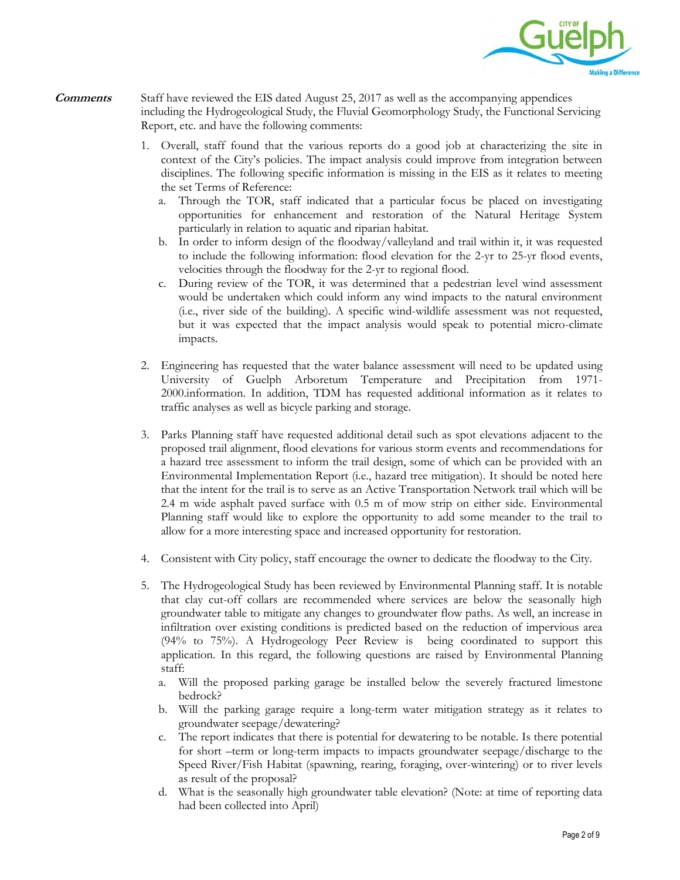**Comments** Staff have reviewed the EIS dated August 25, 2017 as well as the accompanying appendices including the Hydrogeological Study, the Fluvial Geomorphology Study, the Functional Servicing Report, etc. and have the following comments:

1. Overall, staff found that the various reports do a good job at characterizing the site in context of the City's policies. The impact analysis could improve from integration between disciplines. The following specific information is missing in the EIS as it relates to meeting the set Terms of Reference:
   a. Through the TOR, staff indicated that a particular focus be placed on investigating opportunities for enhancement and restoration of the Natural Heritage System particularly in relation to aquatic and riparian habitat.
   b. In order to inform design of the floodway/valleyland and trail within it, it was requested to include the following information: flood elevation for the 2-yr to 25-yr flood events, velocities through the floodway for the 2-yr to regional flood.
   c. During review of the TOR, it was determined that a pedestrian level wind assessment would be undertaken which could inform any wind impacts to the natural environment (i.e., river side of the building). A specific wind-wildlife assessment was not requested, but it was expected that the impact analysis would speak to potential micro-climate impacts.

2. Engineering has requested that the water balance assessment will need to be updated using University of Guelph Arboretum Temperature and Precipitation from 1971-2000.information. In addition, TDM has requested additional information as it relates to traffic analyses as well as bicycle parking and storage.

3. Parks Planning staff have requested additional detail such as spot elevations adjacent to the proposed trail alignment, flood elevations for various storm events and recommendations for a hazard tree assessment to inform the trail design, some of which can be provided with an Environmental Implementation Report (i.e., hazard tree mitigation). It should be noted here that the intent for the trail is to serve as an Active Transportation Network trail which will be 2.4 m wide asphalt paved surface with 0.5 m of mow strip on either side. Environmental Planning staff would like to explore the opportunity to add some meander to the trail to allow for a more interesting space and increased opportunity for restoration.

4. Consistent with City policy, staff encourage the owner to dedicate the floodway to the City.

5. The Hydrogeological Study has been reviewed by Environmental Planning staff. It is notable that clay cut-off collars are recommended where services are below the seasonally high groundwater table to mitigate any changes to groundwater flow paths. As well, an increase in infiltration over existing conditions is predicted based on the reduction of impervious area (94% to 75%). A Hydrogeology Peer Review is being coordinated to support this application. In this regard, the following questions are raised by Environmental Planning staff:
   a. Will the proposed parking garage be installed below the severely fractured limestone bedrock?
   b. Will the parking garage require a long-term water mitigation strategy as it relates to groundwater seepage/dewatering?
   c. The report indicates that there is potential for dewatering to be notable. Is there potential for short –term or long-term impacts to impacts groundwater seepage/discharge to the Speed River/Fish Habitat (spawning, rearing, foraging, over-wintering) or to river levels as result of the proposal?
   d. What is the seasonally high groundwater table elevation? (Note: at time of reporting data had been collected into April)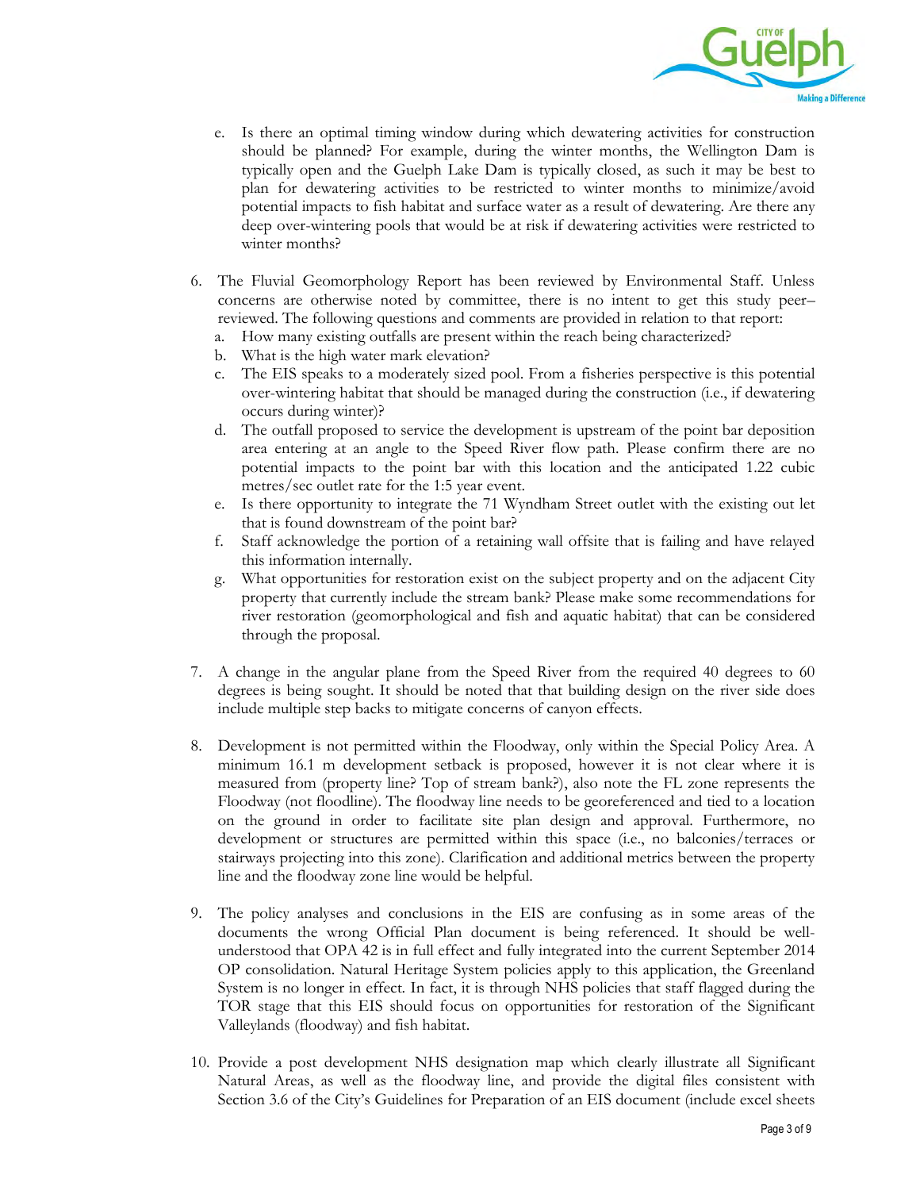e. Is there an optimal timing window during which dewatering activities for construction should be planned? For example, during the winter months, the Wellington Dam is typically open and the Guelph Lake Dam is typically closed, as such it may be best to plan for dewatering activities to be restricted to winter months to minimize/avoid potential impacts to fish habitat and surface water as a result of dewatering. Are there any deep over-wintering pools that would be at risk if dewatering activities were restricted to winter months?

6. The Fluvial Geomorphology Report has been reviewed by Environmental Staff. Unless concerns are otherwise noted by committee, there is no intent to get this study peer–reviewed. The following questions and comments are provided in relation to that report:
   a. How many existing outfalls are present within the reach being characterized?
   b. What is the high water mark elevation?
   c. The EIS speaks to a moderately sized pool. From a fisheries perspective is this potential over-wintering habitat that should be managed during the construction (i.e., if dewatering occurs during winter)?
   d. The outfall proposed to service the development is upstream of the point bar deposition area entering at an angle to the Speed River flow path. Please confirm there are no potential impacts to the point bar with this location and the anticipated 1.22 cubic metres/sec outlet rate for the 1:5 year event.
   e. Is there opportunity to integrate the 71 Wyndham Street outlet with the existing out let that is found downstream of the point bar?
   f. Staff acknowledge the portion of a retaining wall offsite that is failing and have relayed this information internally.
   g. What opportunities for restoration exist on the subject property and on the adjacent City property that currently include the stream bank? Please make some recommendations for river restoration (geomorphological and fish and aquatic habitat) that can be considered through the proposal.

7. A change in the angular plane from the Speed River from the required 40 degrees to 60 degrees is being sought. It should be noted that that building design on the river side does include multiple step backs to mitigate concerns of canyon effects.

8. Development is not permitted within the Floodway, only within the Special Policy Area. A minimum 16.1 m development setback is proposed, however it is not clear where it is measured from (property line? Top of stream bank?), also note the FL zone represents the Floodway (not floodline). The floodway line needs to be georeferenced and tied to a location on the ground in order to facilitate site plan design and approval. Furthermore, no development or structures are permitted within this space (i.e., no balconies/terraces or stairways projecting into this zone). Clarification and additional metrics between the property line and the floodway zone line would be helpful.

9. The policy analyses and conclusions in the EIS are confusing as in some areas of the documents the wrong Official Plan document is being referenced. It should be well-understood that OPA 42 is in full effect and fully integrated into the current September 2014 OP consolidation. Natural Heritage System policies apply to this application, the Greenland System is no longer in effect. In fact, it is through NHS policies that staff flagged during the TOR stage that this EIS should focus on opportunities for restoration of the Significant Valleylands (floodway) and fish habitat.

10. Provide a post development NHS designation map which clearly illustrate all Significant Natural Areas, as well as the floodway line, and provide the digital files consistent with Section 3.6 of the City's Guidelines for Preparation of an EIS document (include excel sheets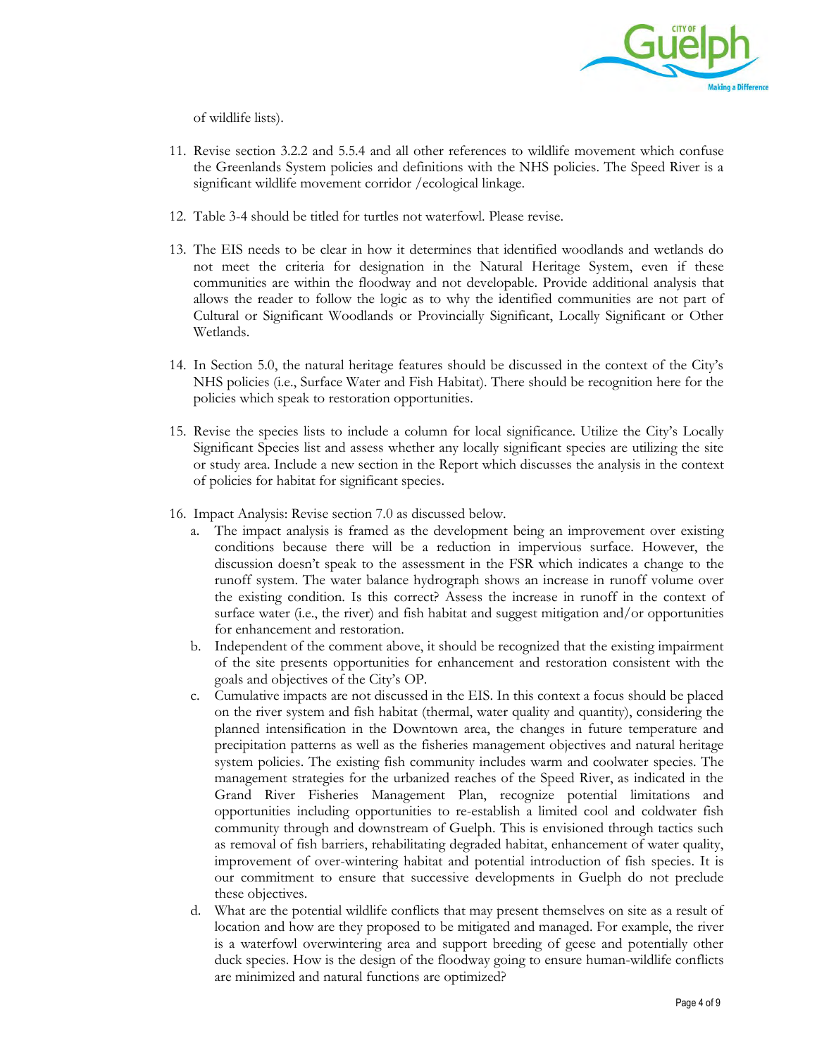of wildlife lists).

11. Revise section 3.2.2 and 5.5.4 and all other references to wildlife movement which confuse the Greenlands System policies and definitions with the NHS policies. The Speed River is a significant wildlife movement corridor /ecological linkage.

12. Table 3-4 should be titled for turtles not waterfowl. Please revise.

13. The EIS needs to be clear in how it determines that identified woodlands and wetlands do not meet the criteria for designation in the Natural Heritage System, even if these communities are within the floodway and not developable. Provide additional analysis that allows the reader to follow the logic as to why the identified communities are not part of Cultural or Significant Woodlands or Provincially Significant, Locally Significant or Other Wetlands.

14. In Section 5.0, the natural heritage features should be discussed in the context of the City's NHS policies (i.e., Surface Water and Fish Habitat). There should be recognition here for the policies which speak to restoration opportunities.

15. Revise the species lists to include a column for local significance. Utilize the City's Locally Significant Species list and assess whether any locally significant species are utilizing the site or study area. Include a new section in the Report which discusses the analysis in the context of policies for habitat for significant species.

16. Impact Analysis: Revise section 7.0 as discussed below.
    a. The impact analysis is framed as the development being an improvement over existing conditions because there will be a reduction in impervious surface. However, the discussion doesn't speak to the assessment in the FSR which indicates a change to the runoff system. The water balance hydrograph shows an increase in runoff volume over the existing condition. Is this correct? Assess the increase in runoff in the context of surface water (i.e., the river) and fish habitat and suggest mitigation and/or opportunities for enhancement and restoration.
    b. Independent of the comment above, it should be recognized that the existing impairment of the site presents opportunities for enhancement and restoration consistent with the goals and objectives of the City's OP.
    c. Cumulative impacts are not discussed in the EIS. In this context a focus should be placed on the river system and fish habitat (thermal, water quality and quantity), considering the planned intensification in the Downtown area, the changes in future temperature and precipitation patterns as well as the fisheries management objectives and natural heritage system policies. The existing fish community includes warm and coolwater species. The management strategies for the urbanized reaches of the Speed River, as indicated in the Grand River Fisheries Management Plan, recognize potential limitations and opportunities including opportunities to re-establish a limited cool and coldwater fish community through and downstream of Guelph. This is envisioned through tactics such as removal of fish barriers, rehabilitating degraded habitat, enhancement of water quality, improvement of over-wintering habitat and potential introduction of fish species. It is our commitment to ensure that successive developments in Guelph do not preclude these objectives.
    d. What are the potential wildlife conflicts that may present themselves on site as a result of location and how are they proposed to be mitigated and managed. For example, the river is a waterfowl overwintering area and support breeding of geese and potentially other duck species. How is the design of the floodway going to ensure human-wildlife conflicts are minimized and natural functions are optimized?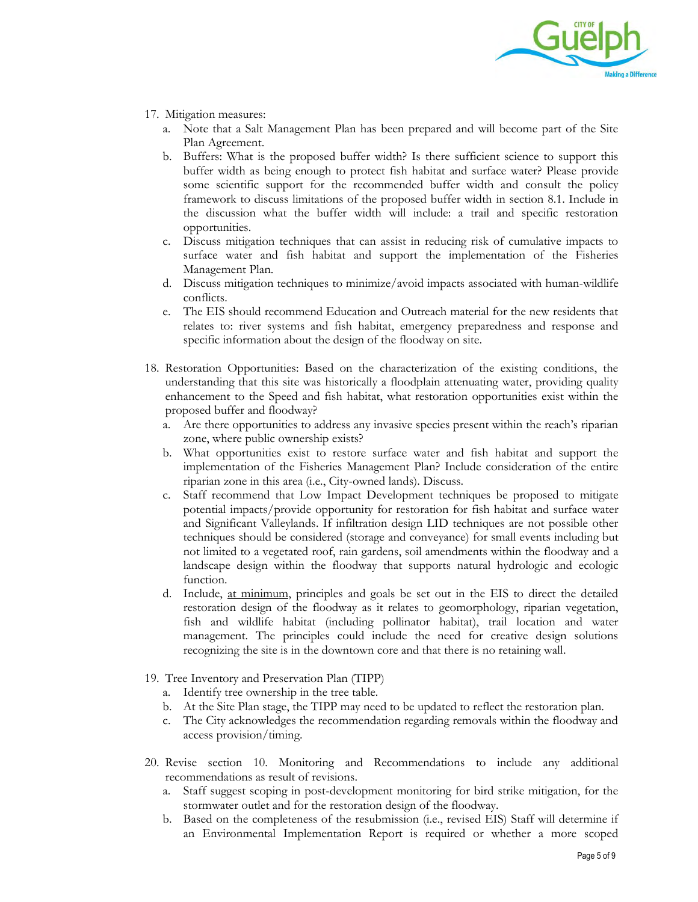17. Mitigation measures:
    a. Note that a Salt Management Plan has been prepared and will become part of the Site Plan Agreement.
    b. Buffers: What is the proposed buffer width? Is there sufficient science to support this buffer width as being enough to protect fish habitat and surface water? Please provide some scientific support for the recommended buffer width and consult the policy framework to discuss limitations of the proposed buffer width in section 8.1. Include in the discussion what the buffer width will include: a trail and specific restoration opportunities.
    c. Discuss mitigation techniques that can assist in reducing risk of cumulative impacts to surface water and fish habitat and support the implementation of the Fisheries Management Plan.
    d. Discuss mitigation techniques to minimize/avoid impacts associated with human-wildlife conflicts.
    e. The EIS should recommend Education and Outreach material for the new residents that relates to: river systems and fish habitat, emergency preparedness and response and specific information about the design of the floodway on site.

18. Restoration Opportunities: Based on the characterization of the existing conditions, the understanding that this site was historically a floodplain attenuating water, providing quality enhancement to the Speed and fish habitat, what restoration opportunities exist within the proposed buffer and floodway?
    a. Are there opportunities to address any invasive species present within the reach's riparian zone, where public ownership exists?
    b. What opportunities exist to restore surface water and fish habitat and support the implementation of the Fisheries Management Plan? Include consideration of the entire riparian zone in this area (i.e., City-owned lands). Discuss.
    c. Staff recommend that Low Impact Development techniques be proposed to mitigate potential impacts/provide opportunity for restoration for fish habitat and surface water and Significant Valleylands. If infiltration design LID techniques are not possible other techniques should be considered (storage and conveyance) for small events including but not limited to a vegetated roof, rain gardens, soil amendments within the floodway and a landscape design within the floodway that supports natural hydrologic and ecologic function.
    d. Include, <u>at minimum</u>, principles and goals be set out in the EIS to direct the detailed restoration design of the floodway as it relates to geomorphology, riparian vegetation, fish and wildlife habitat (including pollinator habitat), trail location and water management. The principles could include the need for creative design solutions recognizing the site is in the downtown core and that there is no retaining wall.

19. Tree Inventory and Preservation Plan (TIPP)
    a. Identify tree ownership in the tree table.
    b. At the Site Plan stage, the TIPP may need to be updated to reflect the restoration plan.
    c. The City acknowledges the recommendation regarding removals within the floodway and access provision/timing.

20. Revise section 10. Monitoring and Recommendations to include any additional recommendations as result of revisions.
    a. Staff suggest scoping in post-development monitoring for bird strike mitigation, for the stormwater outlet and for the restoration design of the floodway.
    b. Based on the completeness of the resubmission (i.e., revised EIS) Staff will determine if an Environmental Implementation Report is required or whether a more scoped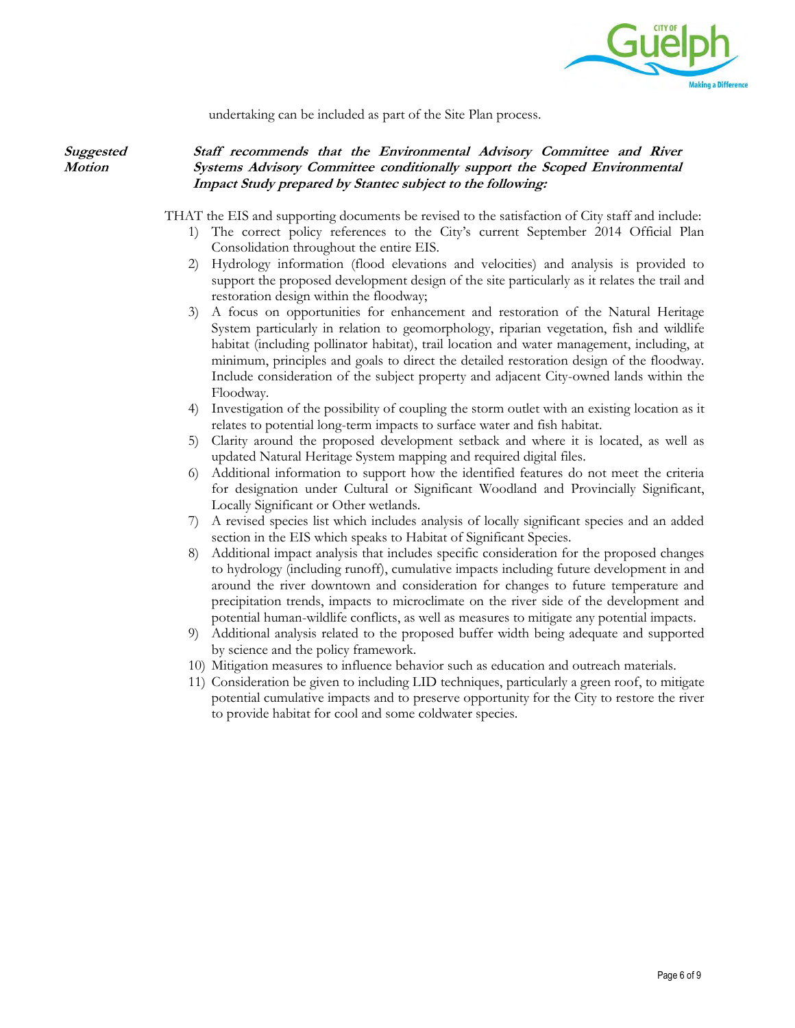undertaking can be included as part of the Site Plan process.

***Suggested Motion***

***Staff recommends that the Environmental Advisory Committee and River Systems Advisory Committee conditionally support the Scoped Environmental Impact Study prepared by Stantec subject to the following:***

THAT the EIS and supporting documents be revised to the satisfaction of City staff and include:

1) The correct policy references to the City's current September 2014 Official Plan Consolidation throughout the entire EIS.
2) Hydrology information (flood elevations and velocities) and analysis is provided to support the proposed development design of the site particularly as it relates the trail and restoration design within the floodway;
3) A focus on opportunities for enhancement and restoration of the Natural Heritage System particularly in relation to geomorphology, riparian vegetation, fish and wildlife habitat (including pollinator habitat), trail location and water management, including, at minimum, principles and goals to direct the detailed restoration design of the floodway. Include consideration of the subject property and adjacent City-owned lands within the Floodway.
4) Investigation of the possibility of coupling the storm outlet with an existing location as it relates to potential long-term impacts to surface water and fish habitat.
5) Clarity around the proposed development setback and where it is located, as well as updated Natural Heritage System mapping and required digital files.
6) Additional information to support how the identified features do not meet the criteria for designation under Cultural or Significant Woodland and Provincially Significant, Locally Significant or Other wetlands.
7) A revised species list which includes analysis of locally significant species and an added section in the EIS which speaks to Habitat of Significant Species.
8) Additional impact analysis that includes specific consideration for the proposed changes to hydrology (including runoff), cumulative impacts including future development in and around the river downtown and consideration for changes to future temperature and precipitation trends, impacts to microclimate on the river side of the development and potential human-wildlife conflicts, as well as measures to mitigate any potential impacts.
9) Additional analysis related to the proposed buffer width being adequate and supported by science and the policy framework.
10) Mitigation measures to influence behavior such as education and outreach materials.
11) Consideration be given to including LID techniques, particularly a green roof, to mitigate potential cumulative impacts and to preserve opportunity for the City to restore the river to provide habitat for cool and some coldwater species.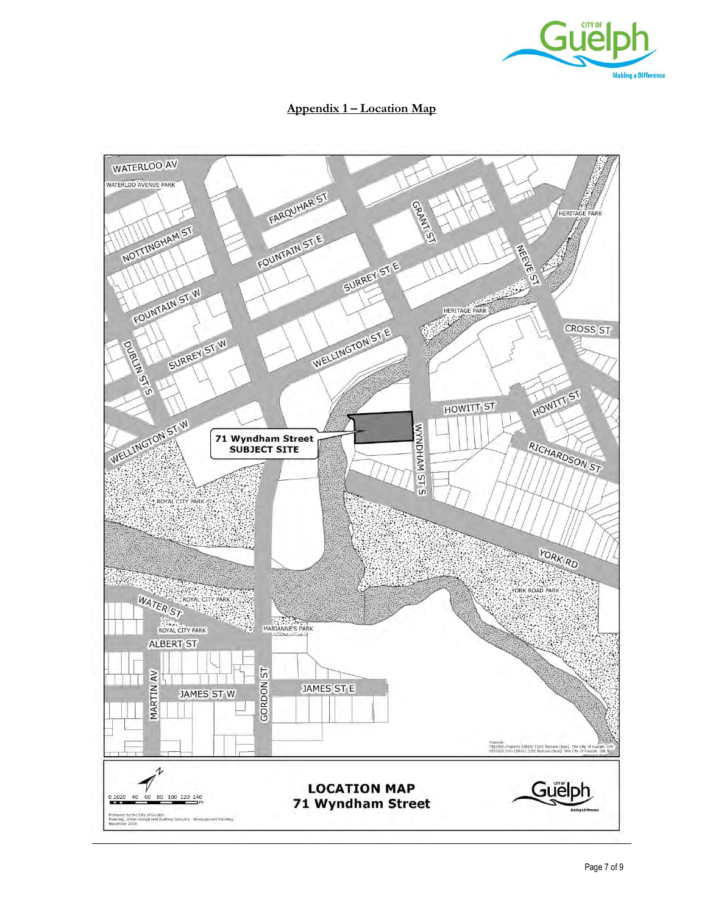## Appendix 1 – Location Map

WATERLOO AV

WATERLOO AVENUE PARK

FARQUHAR ST

GRANT ST

NOTTINGHAM ST

FOUNTAIN ST E

HERITAGE PARK

NEEVE ST

SURREY ST E

FOUNTAIN ST W

HERITAGE PARK

CROSS ST

DUBLIN ST S

SURREY ST W

WELLINGTON ST E

HOWITT ST

HOWITT ST

WELLINGTON ST W

**71 Wyndham Street SUBJECT SITE**

WYNDHAM ST S

RICHARDSON ST

ROYAL CITY PARK

YORK RD

YORK ROAD PARK

WATER ST

ROYAL CITY PARK

ROYAL CITY PARK

MARIANNE'S PARK

ALBERT ST

MARTIN AV

JAMES ST W

GORDON ST

JAMES ST E

Source: PDUSER.Property (2016) [SDE feature class]. The City of Guelph, ON. PDUSER.Sites (2016) [SDE feature class]. The City of Guelph, ON.

0 10 20 40 60 80 100 120 140 m

**LOCATION MAP**
**71 Wyndham Street**

Produced by the City of Guelph
Planning, Urban Design and Building Services - Development Planning
November 2016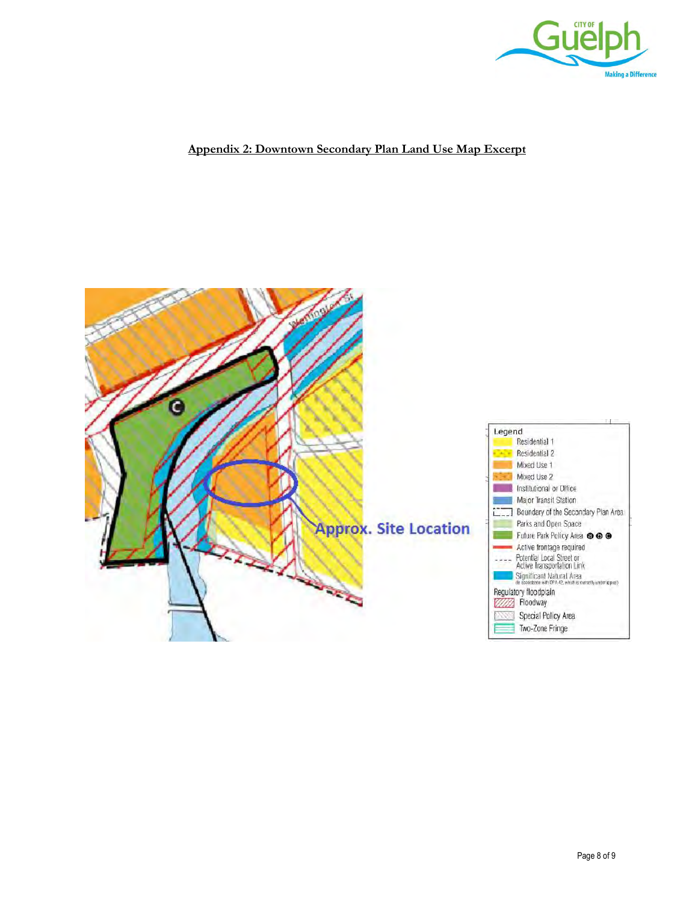## Appendix 2: Downtown Secondary Plan Land Use Map Excerpt

Approx. Site Location

Legend

- Residential 1
- Residential 2
- Mixed Use 1
- Mixed Use 2
- Institutional or Office
- Major Transit Station
- Boundary of the Secondary Plan Area
- Parks and Open Space
- Future Park Policy Area a b c
- Active frontage required
- Potential Local Street or Active Transportation Link
- Significant Natural Area (In accordance with OPA 42, which is currently under appeal)

Regulatory floodplain

- Floodway
- Special Policy Area
- Two-Zone Fringe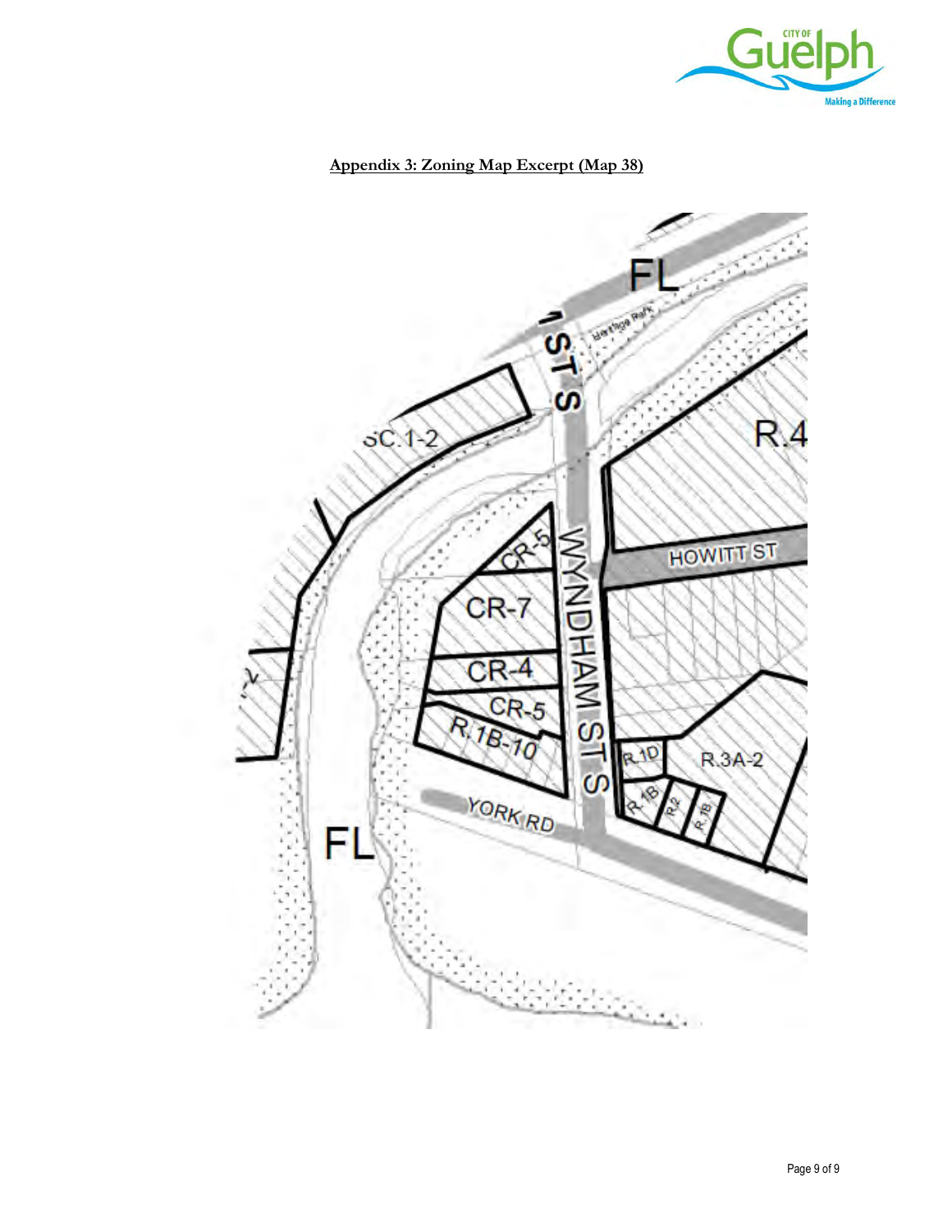**Appendix 3: Zoning Map Excerpt (Map 38)**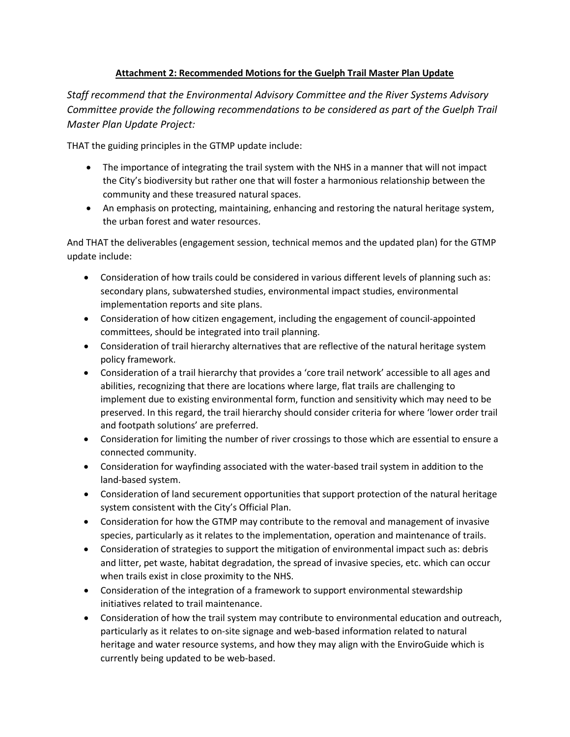**Attachment 2: Recommended Motions for the Guelph Trail Master Plan Update**

*Staff recommend that the Environmental Advisory Committee and the River Systems Advisory Committee provide the following recommendations to be considered as part of the Guelph Trail Master Plan Update Project:*

THAT the guiding principles in the GTMP update include:

- The importance of integrating the trail system with the NHS in a manner that will not impact the City's biodiversity but rather one that will foster a harmonious relationship between the community and these treasured natural spaces.
- An emphasis on protecting, maintaining, enhancing and restoring the natural heritage system, the urban forest and water resources.

And THAT the deliverables (engagement session, technical memos and the updated plan) for the GTMP update include:

- Consideration of how trails could be considered in various different levels of planning such as: secondary plans, subwatershed studies, environmental impact studies, environmental implementation reports and site plans.
- Consideration of how citizen engagement, including the engagement of council-appointed committees, should be integrated into trail planning.
- Consideration of trail hierarchy alternatives that are reflective of the natural heritage system policy framework.
- Consideration of a trail hierarchy that provides a 'core trail network' accessible to all ages and abilities, recognizing that there are locations where large, flat trails are challenging to implement due to existing environmental form, function and sensitivity which may need to be preserved. In this regard, the trail hierarchy should consider criteria for where 'lower order trail and footpath solutions' are preferred.
- Consideration for limiting the number of river crossings to those which are essential to ensure a connected community.
- Consideration for wayfinding associated with the water-based trail system in addition to the land-based system.
- Consideration of land securement opportunities that support protection of the natural heritage system consistent with the City's Official Plan.
- Consideration for how the GTMP may contribute to the removal and management of invasive species, particularly as it relates to the implementation, operation and maintenance of trails.
- Consideration of strategies to support the mitigation of environmental impact such as: debris and litter, pet waste, habitat degradation, the spread of invasive species, etc. which can occur when trails exist in close proximity to the NHS.
- Consideration of the integration of a framework to support environmental stewardship initiatives related to trail maintenance.
- Consideration of how the trail system may contribute to environmental education and outreach, particularly as it relates to on-site signage and web-based information related to natural heritage and water resource systems, and how they may align with the EnviroGuide which is currently being updated to be web-based.